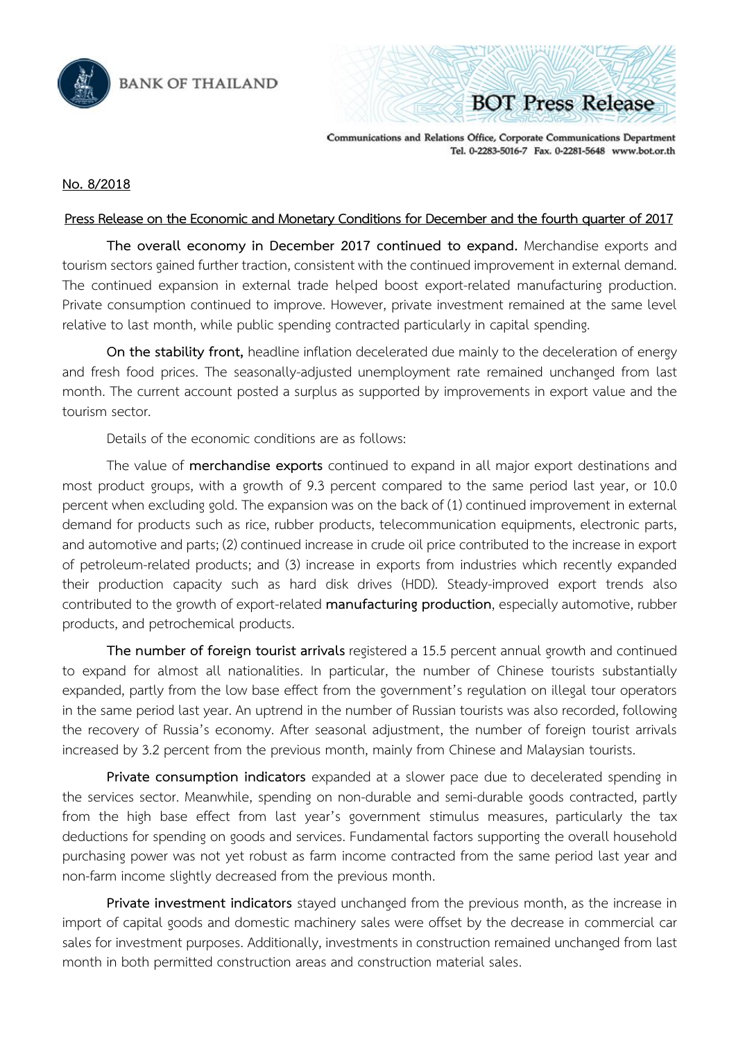BANK OF THAILAND

BOT Press Release

Communications and Relations Office, Corporate Communications Department
Tel. 0-2283-5016-7 Fax. 0-2281-5648 www.bot.or.th

No. 8/2018

## Press Release on the Economic and Monetary Conditions for December and the fourth quarter of 2017

**The overall economy in December 2017 continued to expand.** Merchandise exports and tourism sectors gained further traction, consistent with the continued improvement in external demand. The continued expansion in external trade helped boost export-related manufacturing production. Private consumption continued to improve. However, private investment remained at the same level relative to last month, while public spending contracted particularly in capital spending.

**On the stability front,** headline inflation decelerated due mainly to the deceleration of energy and fresh food prices. The seasonally-adjusted unemployment rate remained unchanged from last month. The current account posted a surplus as supported by improvements in export value and the tourism sector.

Details of the economic conditions are as follows:

The value of **merchandise exports** continued to expand in all major export destinations and most product groups, with a growth of 9.3 percent compared to the same period last year, or 10.0 percent when excluding gold. The expansion was on the back of (1) continued improvement in external demand for products such as rice, rubber products, telecommunication equipments, electronic parts, and automotive and parts; (2) continued increase in crude oil price contributed to the increase in export of petroleum-related products; and (3) increase in exports from industries which recently expanded their production capacity such as hard disk drives (HDD). Steady-improved export trends also contributed to the growth of export-related **manufacturing production**, especially automotive, rubber products, and petrochemical products.

**The number of foreign tourist arrivals** registered a 15.5 percent annual growth and continued to expand for almost all nationalities. In particular, the number of Chinese tourists substantially expanded, partly from the low base effect from the government's regulation on illegal tour operators in the same period last year. An uptrend in the number of Russian tourists was also recorded, following the recovery of Russia's economy. After seasonal adjustment, the number of foreign tourist arrivals increased by 3.2 percent from the previous month, mainly from Chinese and Malaysian tourists.

**Private consumption indicators** expanded at a slower pace due to decelerated spending in the services sector. Meanwhile, spending on non-durable and semi-durable goods contracted, partly from the high base effect from last year's government stimulus measures, particularly the tax deductions for spending on goods and services. Fundamental factors supporting the overall household purchasing power was not yet robust as farm income contracted from the same period last year and non-farm income slightly decreased from the previous month.

**Private investment indicators** stayed unchanged from the previous month, as the increase in import of capital goods and domestic machinery sales were offset by the decrease in commercial car sales for investment purposes. Additionally, investments in construction remained unchanged from last month in both permitted construction areas and construction material sales.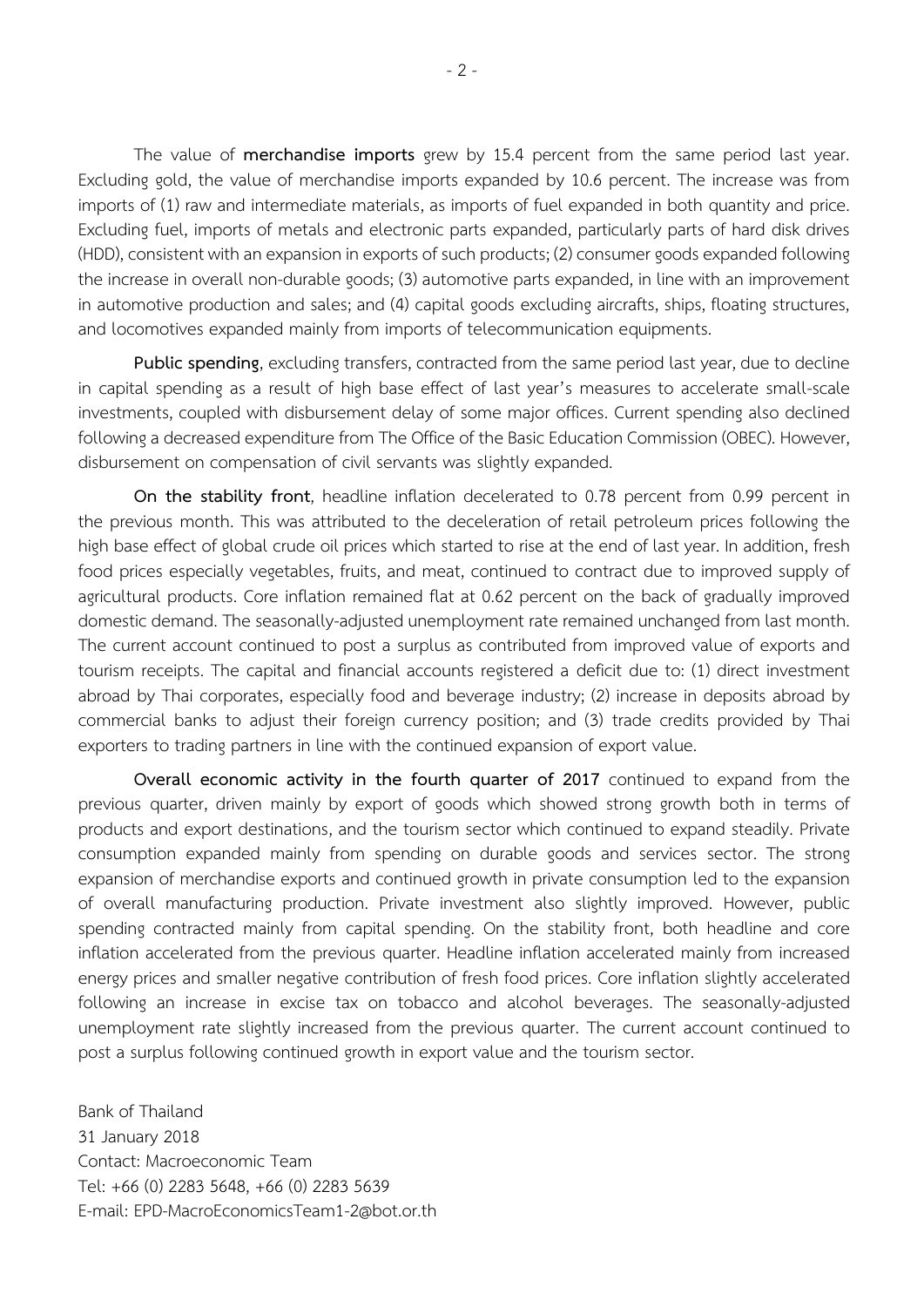The value of **merchandise imports** grew by 15.4 percent from the same period last year. Excluding gold, the value of merchandise imports expanded by 10.6 percent. The increase was from imports of (1) raw and intermediate materials, as imports of fuel expanded in both quantity and price. Excluding fuel, imports of metals and electronic parts expanded, particularly parts of hard disk drives (HDD), consistent with an expansion in exports of such products; (2) consumer goods expanded following the increase in overall non-durable goods; (3) automotive parts expanded, in line with an improvement in automotive production and sales; and (4) capital goods excluding aircrafts, ships, floating structures, and locomotives expanded mainly from imports of telecommunication equipments.

**Public spending**, excluding transfers, contracted from the same period last year, due to decline in capital spending as a result of high base effect of last year's measures to accelerate small-scale investments, coupled with disbursement delay of some major offices. Current spending also declined following a decreased expenditure from The Office of the Basic Education Commission (OBEC). However, disbursement on compensation of civil servants was slightly expanded.

**On the stability front**, headline inflation decelerated to 0.78 percent from 0.99 percent in the previous month. This was attributed to the deceleration of retail petroleum prices following the high base effect of global crude oil prices which started to rise at the end of last year. In addition, fresh food prices especially vegetables, fruits, and meat, continued to contract due to improved supply of agricultural products. Core inflation remained flat at 0.62 percent on the back of gradually improved domestic demand. The seasonally-adjusted unemployment rate remained unchanged from last month. The current account continued to post a surplus as contributed from improved value of exports and tourism receipts. The capital and financial accounts registered a deficit due to: (1) direct investment abroad by Thai corporates, especially food and beverage industry; (2) increase in deposits abroad by commercial banks to adjust their foreign currency position; and (3) trade credits provided by Thai exporters to trading partners in line with the continued expansion of export value.

**Overall economic activity in the fourth quarter of 2017** continued to expand from the previous quarter, driven mainly by export of goods which showed strong growth both in terms of products and export destinations, and the tourism sector which continued to expand steadily. Private consumption expanded mainly from spending on durable goods and services sector. The strong expansion of merchandise exports and continued growth in private consumption led to the expansion of overall manufacturing production. Private investment also slightly improved. However, public spending contracted mainly from capital spending. On the stability front, both headline and core inflation accelerated from the previous quarter. Headline inflation accelerated mainly from increased energy prices and smaller negative contribution of fresh food prices. Core inflation slightly accelerated following an increase in excise tax on tobacco and alcohol beverages. The seasonally-adjusted unemployment rate slightly increased from the previous quarter. The current account continued to post a surplus following continued growth in export value and the tourism sector.

Bank of Thailand
31 January 2018
Contact: Macroeconomic Team
Tel: +66 (0) 2283 5648, +66 (0) 2283 5639
E-mail: EPD-MacroEconomicsTeam1-2@bot.or.th